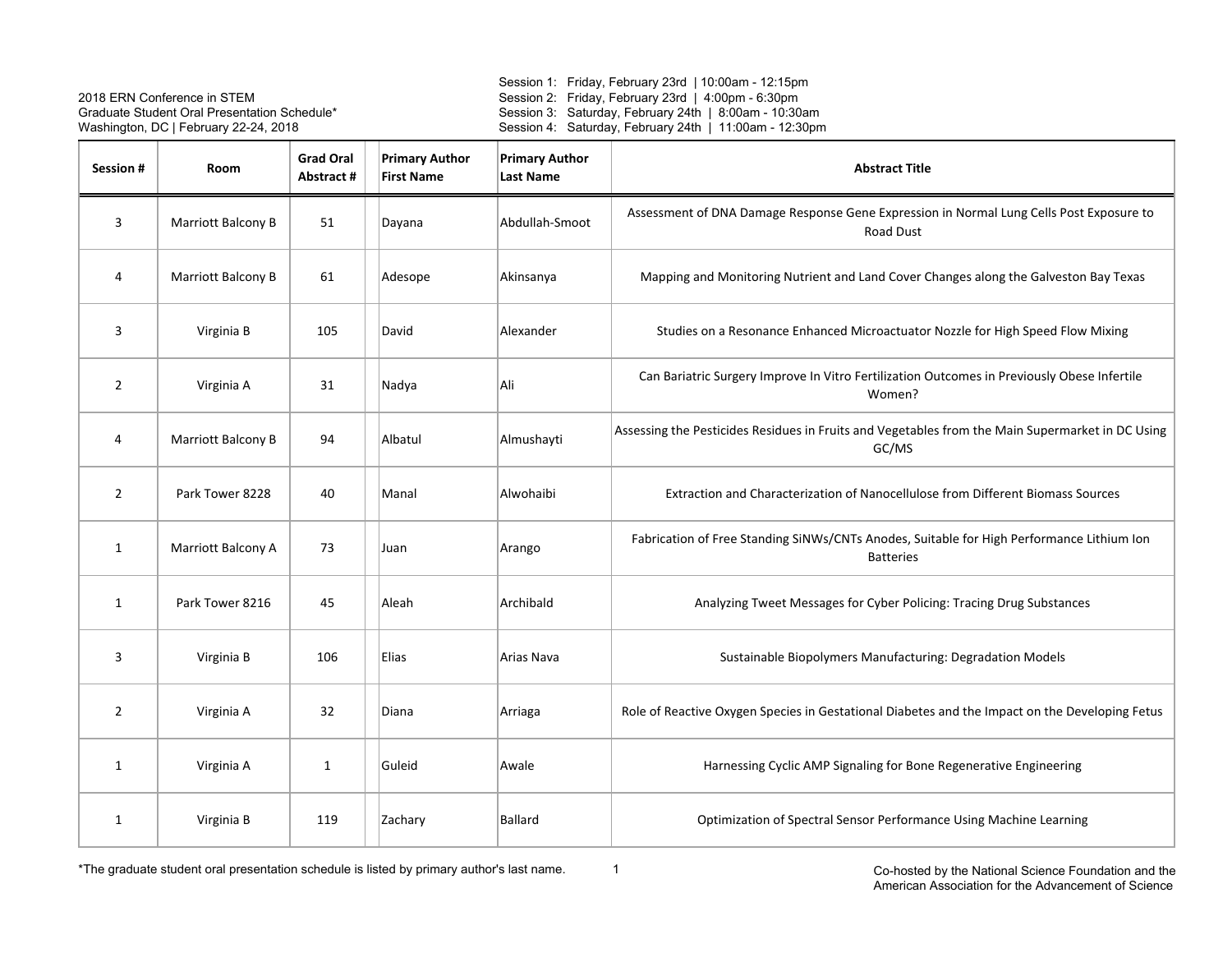2018 ERN Conference in STEM
Graduate Student Oral Presentation Schedule*
Washington, DC | February 22-24, 2018

Session 1: Friday, February 23rd | 10:00am - 12:15pm
Session 2: Friday, February 23rd | 4:00pm - 6:30pm
Session 3: Saturday, February 24th | 8:00am - 10:30am
Session 4: Saturday, February 24th | 11:00am - 12:30pm

| Session # | Room | Grad Oral Abstract # | Primary Author First Name | Primary Author Last Name | Abstract Title |
|---|---|---|---|---|---|
| 3 | Marriott Balcony B | 51 | Dayana | Abdullah-Smoot | Assessment of DNA Damage Response Gene Expression in Normal Lung Cells Post Exposure to Road Dust |
| 4 | Marriott Balcony B | 61 | Adesope | Akinsanya | Mapping and Monitoring Nutrient and Land Cover Changes along the Galveston Bay Texas |
| 3 | Virginia B | 105 | David | Alexander | Studies on a Resonance Enhanced Microactuator Nozzle for High Speed Flow Mixing |
| 2 | Virginia A | 31 | Nadya | Ali | Can Bariatric Surgery Improve In Vitro Fertilization Outcomes in Previously Obese Infertile Women? |
| 4 | Marriott Balcony B | 94 | Albatul | Almushayti | Assessing the Pesticides Residues in Fruits and Vegetables from the Main Supermarket in DC Using GC/MS |
| 2 | Park Tower 8228 | 40 | Manal | Alwohaibi | Extraction and Characterization of Nanocellulose from Different Biomass Sources |
| 1 | Marriott Balcony A | 73 | Juan | Arango | Fabrication of Free Standing SiNWs/CNTs Anodes, Suitable for High Performance Lithium Ion Batteries |
| 1 | Park Tower 8216 | 45 | Aleah | Archibald | Analyzing Tweet Messages for Cyber Policing: Tracing Drug Substances |
| 3 | Virginia B | 106 | Elias | Arias Nava | Sustainable Biopolymers Manufacturing: Degradation Models |
| 2 | Virginia A | 32 | Diana | Arriaga | Role of Reactive Oxygen Species in Gestational Diabetes and the Impact on the Developing Fetus |
| 1 | Virginia A | 1 | Guleid | Awale | Harnessing Cyclic AMP Signaling for Bone Regenerative Engineering |
| 1 | Virginia B | 119 | Zachary | Ballard | Optimization of Spectral Sensor Performance Using Machine Learning |

*The graduate student oral presentation schedule is listed by primary author's last name.

Co-hosted by the National Science Foundation and the American Association for the Advancement of Science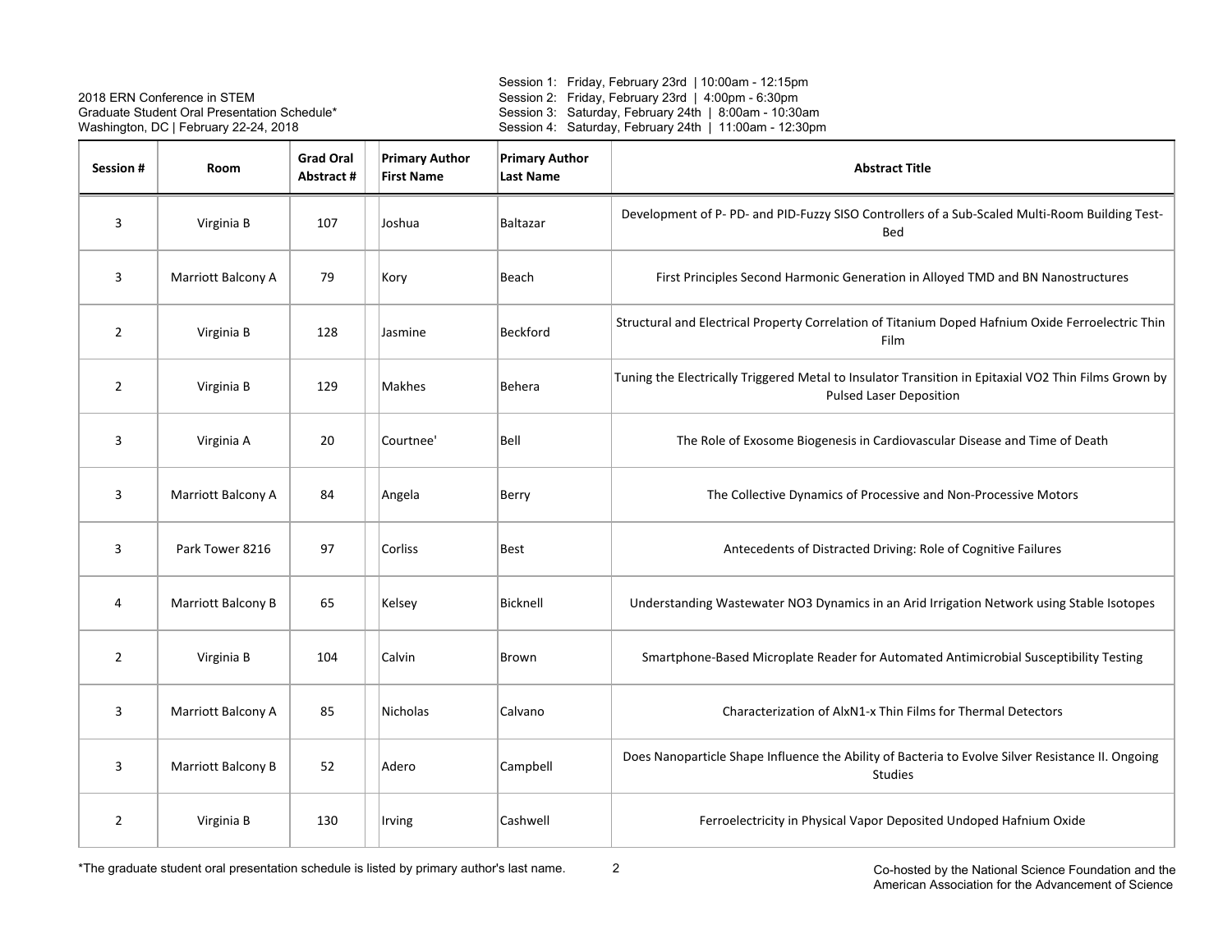2018 ERN Conference in STEM
Graduate Student Oral Presentation Schedule*
Washington, DC | February 22-24, 2018

Session 1: Friday, February 23rd | 10:00am - 12:15pm
Session 2: Friday, February 23rd | 4:00pm - 6:30pm
Session 3: Saturday, February 24th | 8:00am - 10:30am
Session 4: Saturday, February 24th | 11:00am - 12:30pm

| Session # | Room | Grad Oral Abstract # | Primary Author First Name | Primary Author Last Name | Abstract Title |
|---|---|---|---|---|---|
| 3 | Virginia B | 107 | Joshua | Baltazar | Development of P- PD- and PID-Fuzzy SISO Controllers of a Sub-Scaled Multi-Room Building Test-Bed |
| 3 | Marriott Balcony A | 79 | Kory | Beach | First Principles Second Harmonic Generation in Alloyed TMD and BN Nanostructures |
| 2 | Virginia B | 128 | Jasmine | Beckford | Structural and Electrical Property Correlation of Titanium Doped Hafnium Oxide Ferroelectric Thin Film |
| 2 | Virginia B | 129 | Makhes | Behera | Tuning the Electrically Triggered Metal to Insulator Transition in Epitaxial VO2 Thin Films Grown by Pulsed Laser Deposition |
| 3 | Virginia A | 20 | Courtnee' | Bell | The Role of Exosome Biogenesis in Cardiovascular Disease and Time of Death |
| 3 | Marriott Balcony A | 84 | Angela | Berry | The Collective Dynamics of Processive and Non-Processive Motors |
| 3 | Park Tower 8216 | 97 | Corliss | Best | Antecedents of Distracted Driving: Role of Cognitive Failures |
| 4 | Marriott Balcony B | 65 | Kelsey | Bicknell | Understanding Wastewater NO3 Dynamics in an Arid Irrigation Network using Stable Isotopes |
| 2 | Virginia B | 104 | Calvin | Brown | Smartphone-Based Microplate Reader for Automated Antimicrobial Susceptibility Testing |
| 3 | Marriott Balcony A | 85 | Nicholas | Calvano | Characterization of AlxN1-x Thin Films for Thermal Detectors |
| 3 | Marriott Balcony B | 52 | Adero | Campbell | Does Nanoparticle Shape Influence the Ability of Bacteria to Evolve Silver Resistance II. Ongoing Studies |
| 2 | Virginia B | 130 | Irving | Cashwell | Ferroelectricity in Physical Vapor Deposited Undoped Hafnium Oxide |

*The graduate student oral presentation schedule is listed by primary author's last name.

Co-hosted by the National Science Foundation and the American Association for the Advancement of Science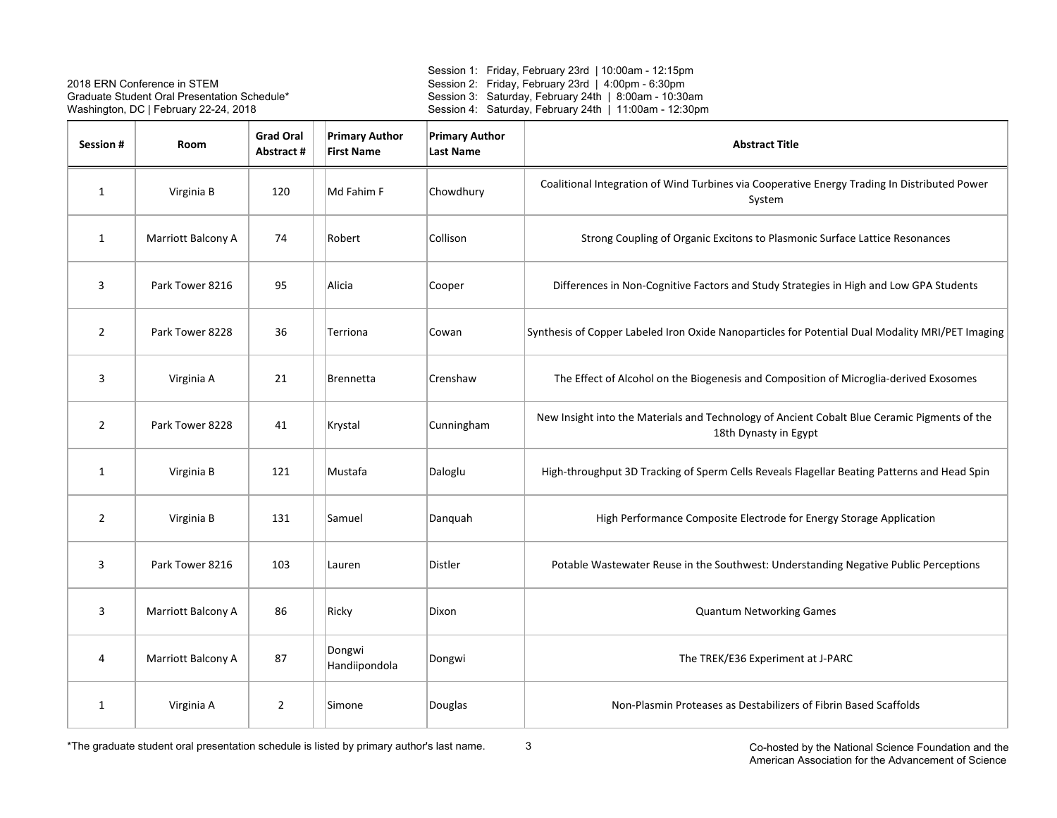2018 ERN Conference in STEM
Graduate Student Oral Presentation Schedule*
Washington, DC | February 22-24, 2018

Session 1: Friday, February 23rd | 10:00am - 12:15pm
Session 2: Friday, February 23rd | 4:00pm - 6:30pm
Session 3: Saturday, February 24th | 8:00am - 10:30am
Session 4: Saturday, February 24th | 11:00am - 12:30pm

| Session # | Room | Grad Oral Abstract # | Primary Author First Name | Primary Author Last Name | Abstract Title |
|---|---|---|---|---|---|
| 1 | Virginia B | 120 | Md Fahim F | Chowdhury | Coalitional Integration of Wind Turbines via Cooperative Energy Trading In Distributed Power System |
| 1 | Marriott Balcony A | 74 | Robert | Collison | Strong Coupling of Organic Excitons to Plasmonic Surface Lattice Resonances |
| 3 | Park Tower 8216 | 95 | Alicia | Cooper | Differences in Non-Cognitive Factors and Study Strategies in High and Low GPA Students |
| 2 | Park Tower 8228 | 36 | Terriona | Cowan | Synthesis of Copper Labeled Iron Oxide Nanoparticles for Potential Dual Modality MRI/PET Imaging |
| 3 | Virginia A | 21 | Brennetta | Crenshaw | The Effect of Alcohol on the Biogenesis and Composition of Microglia-derived Exosomes |
| 2 | Park Tower 8228 | 41 | Krystal | Cunningham | New Insight into the Materials and Technology of Ancient Cobalt Blue Ceramic Pigments of the 18th Dynasty in Egypt |
| 1 | Virginia B | 121 | Mustafa | Daloglu | High-throughput 3D Tracking of Sperm Cells Reveals Flagellar Beating Patterns and Head Spin |
| 2 | Virginia B | 131 | Samuel | Danquah | High Performance Composite Electrode for Energy Storage Application |
| 3 | Park Tower 8216 | 103 | Lauren | Distler | Potable Wastewater Reuse in the Southwest: Understanding Negative Public Perceptions |
| 3 | Marriott Balcony A | 86 | Ricky | Dixon | Quantum Networking Games |
| 4 | Marriott Balcony A | 87 | Dongwi Handiipondola | Dongwi | The TREK/E36 Experiment at J-PARC |
| 1 | Virginia A | 2 | Simone | Douglas | Non-Plasmin Proteases as Destabilizers of Fibrin Based Scaffolds |

*The graduate student oral presentation schedule is listed by primary author's last name.

Co-hosted by the National Science Foundation and the American Association for the Advancement of Science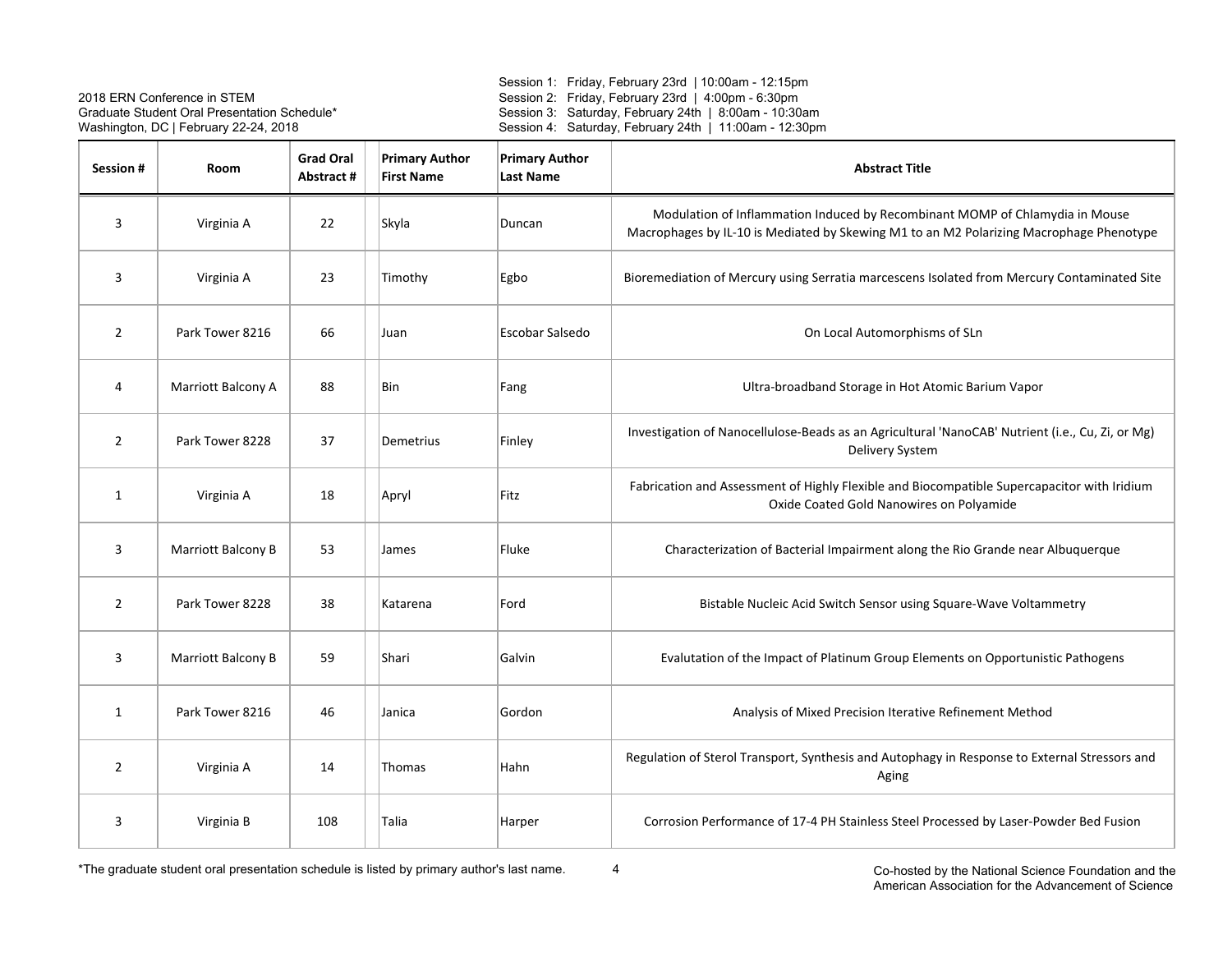2018 ERN Conference in STEM
Graduate Student Oral Presentation Schedule*
Washington, DC | February 22-24, 2018

Session 1: Friday, February 23rd | 10:00am - 12:15pm
Session 2: Friday, February 23rd | 4:00pm - 6:30pm
Session 3: Saturday, February 24th | 8:00am - 10:30am
Session 4: Saturday, February 24th | 11:00am - 12:30pm

| Session # | Room | Grad Oral Abstract # | Primary Author First Name | Primary Author Last Name | Abstract Title |
|---|---|---|---|---|---|
| 3 | Virginia A | 22 | Skyla | Duncan | Modulation of Inflammation Induced by Recombinant MOMP of Chlamydia in Mouse Macrophages by IL-10 is Mediated by Skewing M1 to an M2 Polarizing Macrophage Phenotype |
| 3 | Virginia A | 23 | Timothy | Egbo | Bioremediation of Mercury using Serratia marcescens Isolated from Mercury Contaminated Site |
| 2 | Park Tower 8216 | 66 | Juan | Escobar Salsedo | On Local Automorphisms of SLn |
| 4 | Marriott Balcony A | 88 | Bin | Fang | Ultra-broadband Storage in Hot Atomic Barium Vapor |
| 2 | Park Tower 8228 | 37 | Demetrius | Finley | Investigation of Nanocellulose-Beads as an Agricultural 'NanoCAB' Nutrient (i.e., Cu, Zi, or Mg) Delivery System |
| 1 | Virginia A | 18 | Apryl | Fitz | Fabrication and Assessment of Highly Flexible and Biocompatible Supercapacitor with Iridium Oxide Coated Gold Nanowires on Polyamide |
| 3 | Marriott Balcony B | 53 | James | Fluke | Characterization of Bacterial Impairment along the Rio Grande near Albuquerque |
| 2 | Park Tower 8228 | 38 | Katarena | Ford | Bistable Nucleic Acid Switch Sensor using Square-Wave Voltammetry |
| 3 | Marriott Balcony B | 59 | Shari | Galvin | Evalutation of the Impact of Platinum Group Elements on Opportunistic Pathogens |
| 1 | Park Tower 8216 | 46 | Janica | Gordon | Analysis of Mixed Precision Iterative Refinement Method |
| 2 | Virginia A | 14 | Thomas | Hahn | Regulation of Sterol Transport, Synthesis and Autophagy in Response to External Stressors and Aging |
| 3 | Virginia B | 108 | Talia | Harper | Corrosion Performance of 17-4 PH Stainless Steel Processed by Laser-Powder Bed Fusion |

*The graduate student oral presentation schedule is listed by primary author's last name.

Co-hosted by the National Science Foundation and the American Association for the Advancement of Science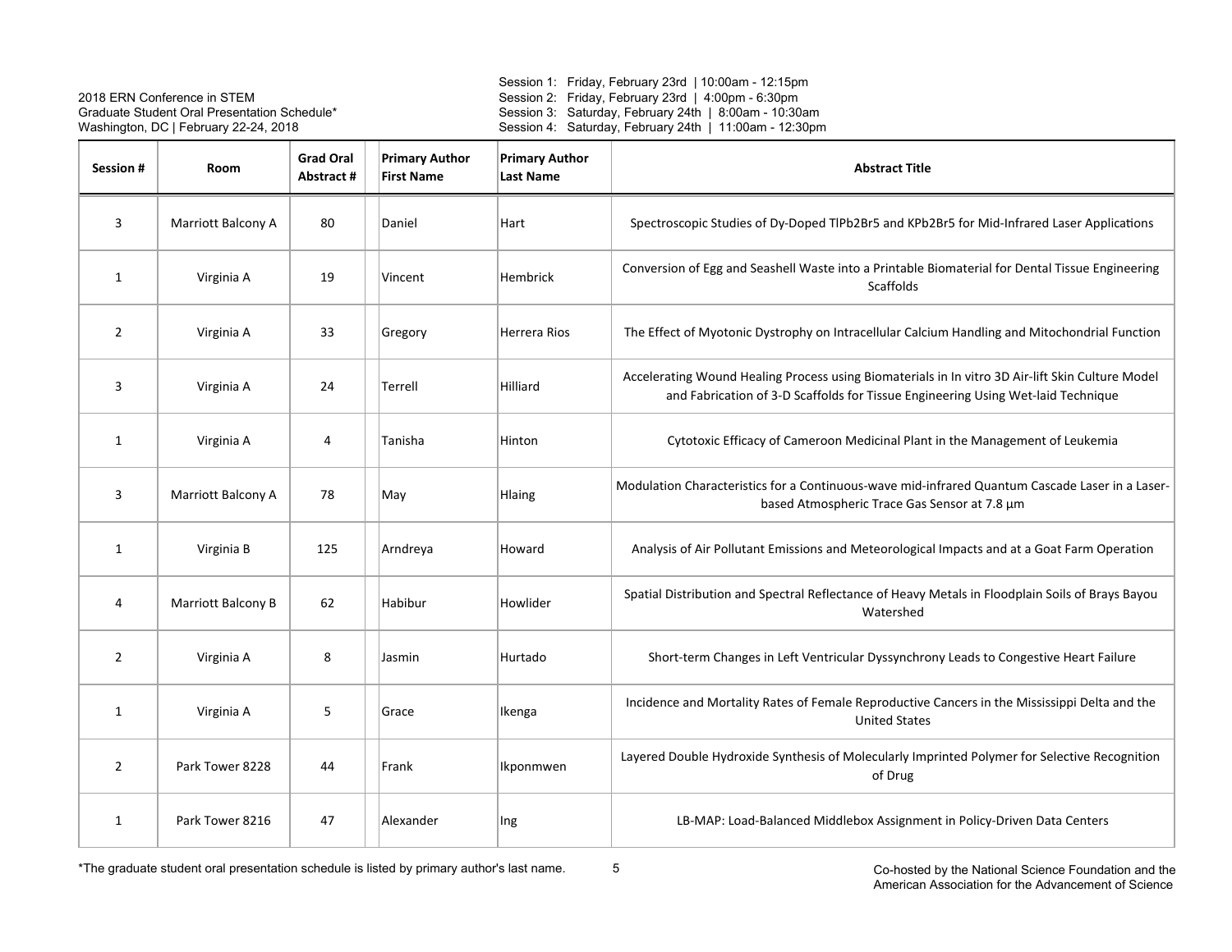2018 ERN Conference in STEM
Graduate Student Oral Presentation Schedule*
Washington, DC | February 22-24, 2018

Session 1: Friday, February 23rd | 10:00am - 12:15pm
Session 2: Friday, February 23rd | 4:00pm - 6:30pm
Session 3: Saturday, February 24th | 8:00am - 10:30am
Session 4: Saturday, February 24th | 11:00am - 12:30pm

| Session # | Room | Grad Oral Abstract # | Primary Author First Name | Primary Author Last Name | Abstract Title |
|---|---|---|---|---|---|
| 3 | Marriott Balcony A | 80 | Daniel | Hart | Spectroscopic Studies of Dy-Doped TlPb2Br5 and KPb2Br5 for Mid-Infrared Laser Applications |
| 1 | Virginia A | 19 | Vincent | Hembrick | Conversion of Egg and Seashell Waste into a Printable Biomaterial for Dental Tissue Engineering Scaffolds |
| 2 | Virginia A | 33 | Gregory | Herrera Rios | The Effect of Myotonic Dystrophy on Intracellular Calcium Handling and Mitochondrial Function |
| 3 | Virginia A | 24 | Terrell | Hilliard | Accelerating Wound Healing Process using Biomaterials in In vitro 3D Air-lift Skin Culture Model and Fabrication of 3-D Scaffolds for Tissue Engineering Using Wet-laid Technique |
| 1 | Virginia A | 4 | Tanisha | Hinton | Cytotoxic Efficacy of Cameroon Medicinal Plant in the Management of Leukemia |
| 3 | Marriott Balcony A | 78 | May | Hlaing | Modulation Characteristics for a Continuous-wave mid-infrared Quantum Cascade Laser in a Laser-based Atmospheric Trace Gas Sensor at 7.8 µm |
| 1 | Virginia B | 125 | Arndreya | Howard | Analysis of Air Pollutant Emissions and Meteorological Impacts and at a Goat Farm Operation |
| 4 | Marriott Balcony B | 62 | Habibur | Howlider | Spatial Distribution and Spectral Reflectance of Heavy Metals in Floodplain Soils of Brays Bayou Watershed |
| 2 | Virginia A | 8 | Jasmin | Hurtado | Short-term Changes in Left Ventricular Dyssynchrony Leads to Congestive Heart Failure |
| 1 | Virginia A | 5 | Grace | Ikenga | Incidence and Mortality Rates of Female Reproductive Cancers in the Mississippi Delta and the United States |
| 2 | Park Tower 8228 | 44 | Frank | Ikponmwen | Layered Double Hydroxide Synthesis of Molecularly Imprinted Polymer for Selective Recognition of Drug |
| 1 | Park Tower 8216 | 47 | Alexander | Ing | LB-MAP: Load-Balanced Middlebox Assignment in Policy-Driven Data Centers |

*The graduate student oral presentation schedule is listed by primary author's last name.

Co-hosted by the National Science Foundation and the American Association for the Advancement of Science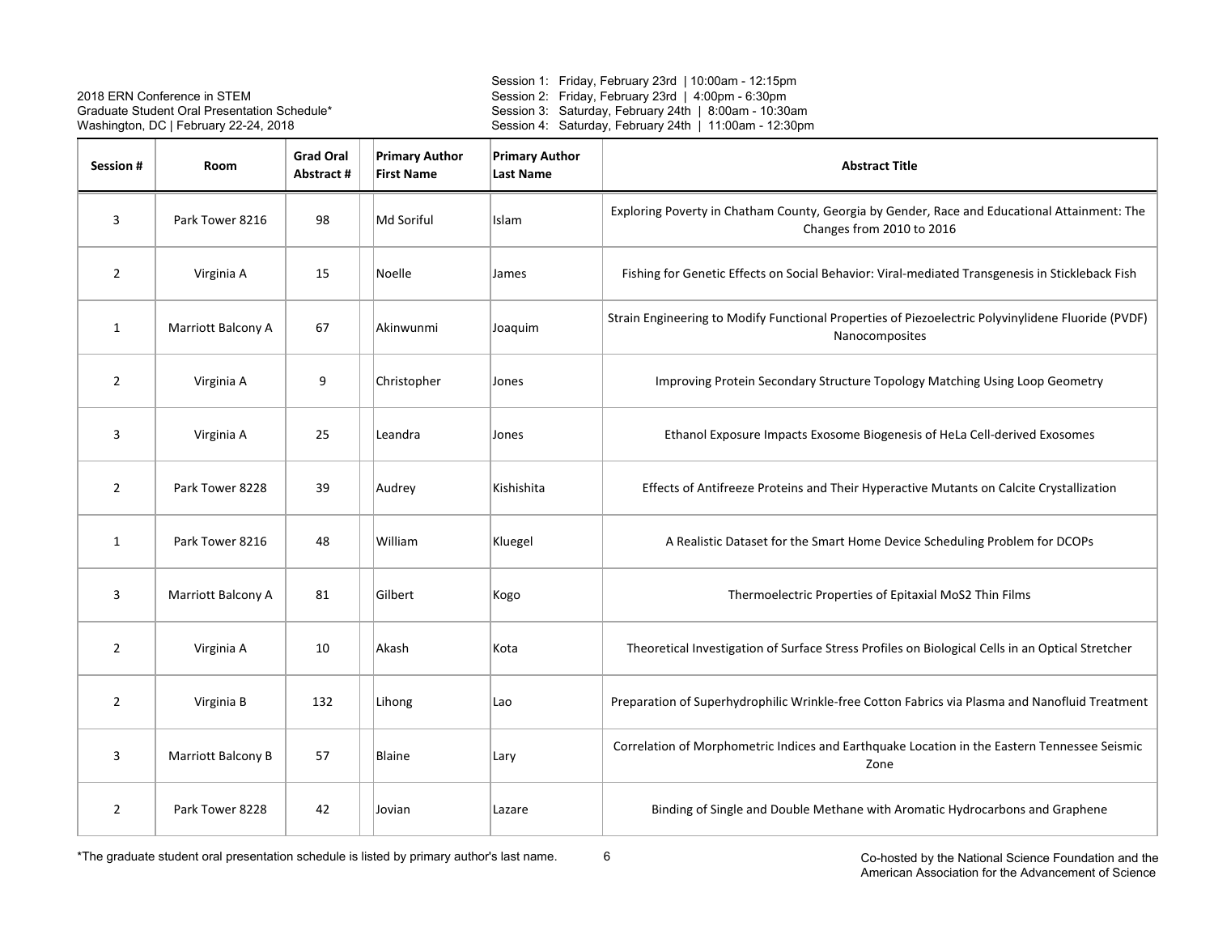2018 ERN Conference in STEM
Graduate Student Oral Presentation Schedule*
Washington, DC | February 22-24, 2018

Session 1: Friday, February 23rd | 10:00am - 12:15pm
Session 2: Friday, February 23rd | 4:00pm - 6:30pm
Session 3: Saturday, February 24th | 8:00am - 10:30am
Session 4: Saturday, February 24th | 11:00am - 12:30pm

| Session # | Room | Grad Oral Abstract # | Primary Author First Name | Primary Author Last Name | Abstract Title |
|---|---|---|---|---|---|
| 3 | Park Tower 8216 | 98 | Md Soriful | Islam | Exploring Poverty in Chatham County, Georgia by Gender, Race and Educational Attainment: The Changes from 2010 to 2016 |
| 2 | Virginia A | 15 | Noelle | James | Fishing for Genetic Effects on Social Behavior: Viral-mediated Transgenesis in Stickleback Fish |
| 1 | Marriott Balcony A | 67 | Akinwunmi | Joaquim | Strain Engineering to Modify Functional Properties of Piezoelectric Polyvinylidene Fluoride (PVDF) Nanocomposites |
| 2 | Virginia A | 9 | Christopher | Jones | Improving Protein Secondary Structure Topology Matching Using Loop Geometry |
| 3 | Virginia A | 25 | Leandra | Jones | Ethanol Exposure Impacts Exosome Biogenesis of HeLa Cell-derived Exosomes |
| 2 | Park Tower 8228 | 39 | Audrey | Kishishita | Effects of Antifreeze Proteins and Their Hyperactive Mutants on Calcite Crystallization |
| 1 | Park Tower 8216 | 48 | William | Kluegel | A Realistic Dataset for the Smart Home Device Scheduling Problem for DCOPs |
| 3 | Marriott Balcony A | 81 | Gilbert | Kogo | Thermoelectric Properties of Epitaxial $MoS_2$ Thin Films |
| 2 | Virginia A | 10 | Akash | Kota | Theoretical Investigation of Surface Stress Profiles on Biological Cells in an Optical Stretcher |
| 2 | Virginia B | 132 | Lihong | Lao | Preparation of Superhydrophilic Wrinkle-free Cotton Fabrics via Plasma and Nanofluid Treatment |
| 3 | Marriott Balcony B | 57 | Blaine | Lary | Correlation of Morphometric Indices and Earthquake Location in the Eastern Tennessee Seismic Zone |
| 2 | Park Tower 8228 | 42 | Jovian | Lazare | Binding of Single and Double Methane with Aromatic Hydrocarbons and Graphene |

*The graduate student oral presentation schedule is listed by primary author's last name.

Co-hosted by the National Science Foundation and the American Association for the Advancement of Science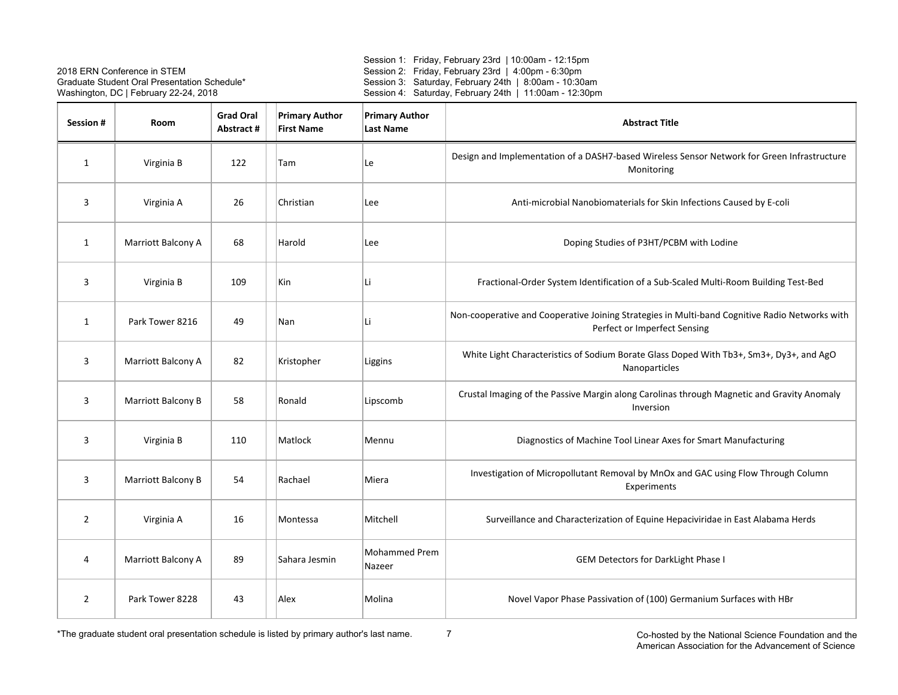2018 ERN Conference in STEM
Graduate Student Oral Presentation Schedule*
Washington, DC | February 22-24, 2018

Session 1: Friday, February 23rd | 10:00am - 12:15pm
Session 2: Friday, February 23rd | 4:00pm - 6:30pm
Session 3: Saturday, February 24th | 8:00am - 10:30am
Session 4: Saturday, February 24th | 11:00am - 12:30pm

| Session # | Room | Grad Oral Abstract # | Primary Author First Name | Primary Author Last Name | Abstract Title |
|---|---|---|---|---|---|
| 1 | Virginia B | 122 | Tam | Le | Design and Implementation of a DASH7-based Wireless Sensor Network for Green Infrastructure Monitoring |
| 3 | Virginia A | 26 | Christian | Lee | Anti-microbial Nanobiomaterials for Skin Infections Caused by E-coli |
| 1 | Marriott Balcony A | 68 | Harold | Lee | Doping Studies of P3HT/PCBM with Lodine |
| 3 | Virginia B | 109 | Kin | Li | Fractional-Order System Identification of a Sub-Scaled Multi-Room Building Test-Bed |
| 1 | Park Tower 8216 | 49 | Nan | Li | Non-cooperative and Cooperative Joining Strategies in Multi-band Cognitive Radio Networks with Perfect or Imperfect Sensing |
| 3 | Marriott Balcony A | 82 | Kristopher | Liggins | White Light Characteristics of Sodium Borate Glass Doped With Tb3+, Sm3+, Dy3+, and AgO Nanoparticles |
| 3 | Marriott Balcony B | 58 | Ronald | Lipscomb | Crustal Imaging of the Passive Margin along Carolinas through Magnetic and Gravity Anomaly Inversion |
| 3 | Virginia B | 110 | Matlock | Mennu | Diagnostics of Machine Tool Linear Axes for Smart Manufacturing |
| 3 | Marriott Balcony B | 54 | Rachael | Miera | Investigation of Micropollutant Removal by MnOx and GAC using Flow Through Column Experiments |
| 2 | Virginia A | 16 | Montessa | Mitchell | Surveillance and Characterization of Equine Hepaciviridae in East Alabama Herds |
| 4 | Marriott Balcony A | 89 | Sahara Jesmin | Mohammed Prem Nazeer | GEM Detectors for DarkLight Phase I |
| 2 | Park Tower 8228 | 43 | Alex | Molina | Novel Vapor Phase Passivation of (100) Germanium Surfaces with HBr |

*The graduate student oral presentation schedule is listed by primary author's last name.

Co-hosted by the National Science Foundation and the American Association for the Advancement of Science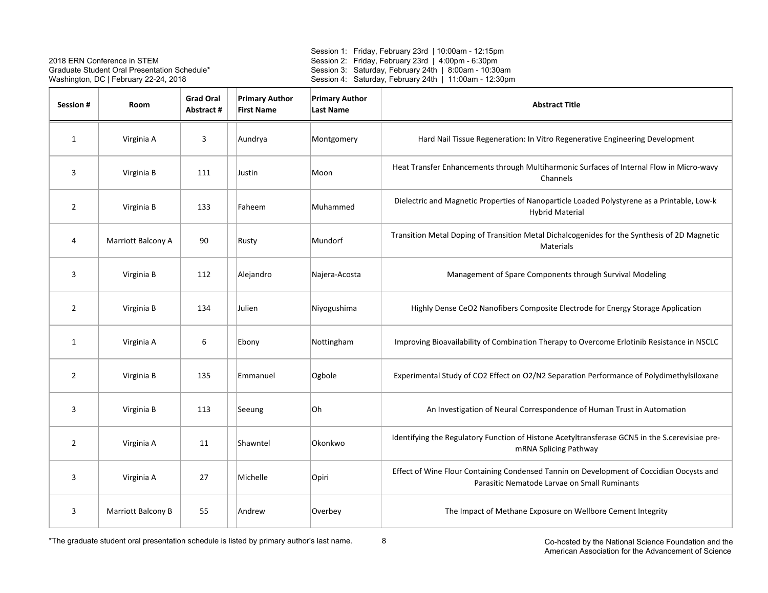2018 ERN Conference in STEM
Graduate Student Oral Presentation Schedule*
Washington, DC | February 22-24, 2018

Session 1: Friday, February 23rd | 10:00am - 12:15pm
Session 2: Friday, February 23rd | 4:00pm - 6:30pm
Session 3: Saturday, February 24th | 8:00am - 10:30am
Session 4: Saturday, February 24th | 11:00am - 12:30pm

| Session # | Room | Grad Oral Abstract # | Primary Author First Name | Primary Author Last Name | Abstract Title |
|---|---|---|---|---|---|
| 1 | Virginia A | 3 | Aundrya | Montgomery | Hard Nail Tissue Regeneration: In Vitro Regenerative Engineering Development |
| 3 | Virginia B | 111 | Justin | Moon | Heat Transfer Enhancements through Multiharmonic Surfaces of Internal Flow in Micro-wavy Channels |
| 2 | Virginia B | 133 | Faheem | Muhammed | Dielectric and Magnetic Properties of Nanoparticle Loaded Polystyrene as a Printable, Low-k Hybrid Material |
| 4 | Marriott Balcony A | 90 | Rusty | Mundorf | Transition Metal Doping of Transition Metal Dichalcogenides for the Synthesis of 2D Magnetic Materials |
| 3 | Virginia B | 112 | Alejandro | Najera-Acosta | Management of Spare Components through Survival Modeling |
| 2 | Virginia B | 134 | Julien | Niyogushima | Highly Dense $CeO_2$ Nanofibers Composite Electrode for Energy Storage Application |
| 1 | Virginia A | 6 | Ebony | Nottingham | Improving Bioavailability of Combination Therapy to Overcome Erlotinib Resistance in NSCLC |
| 2 | Virginia B | 135 | Emmanuel | Ogbole | Experimental Study of $CO_2$ Effect on $O_2/N_2$ Separation Performance of Polydimethylsiloxane |
| 3 | Virginia B | 113 | Seeung | Oh | An Investigation of Neural Correspondence of Human Trust in Automation |
| 2 | Virginia A | 11 | Shawntel | Okonkwo | Identifying the Regulatory Function of Histone Acetyltransferase GCN5 in the S.cerevisiae pre-mRNA Splicing Pathway |
| 3 | Virginia A | 27 | Michelle | Opiri | Effect of Wine Flour Containing Condensed Tannin on Development of Coccidian Oocysts and Parasitic Nematode Larvae on Small Ruminants |
| 3 | Marriott Balcony B | 55 | Andrew | Overbey | The Impact of Methane Exposure on Wellbore Cement Integrity |

*The graduate student oral presentation schedule is listed by primary author's last name.

Co-hosted by the National Science Foundation and the American Association for the Advancement of Science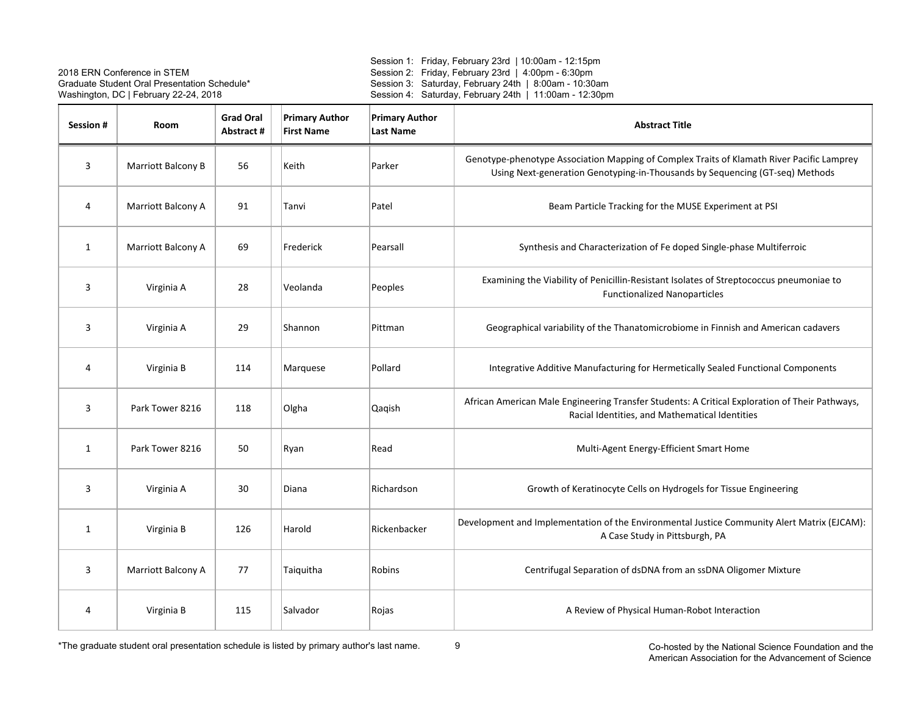2018 ERN Conference in STEM
Graduate Student Oral Presentation Schedule*
Washington, DC | February 22-24, 2018

Session 1: Friday, February 23rd | 10:00am - 12:15pm
Session 2: Friday, February 23rd | 4:00pm - 6:30pm
Session 3: Saturday, February 24th | 8:00am - 10:30am
Session 4: Saturday, February 24th | 11:00am - 12:30pm

| Session # | Room | Grad Oral Abstract # | Primary Author First Name | Primary Author Last Name | Abstract Title |
|---|---|---|---|---|---|
| 3 | Marriott Balcony B | 56 | Keith | Parker | Genotype-phenotype Association Mapping of Complex Traits of Klamath River Pacific Lamprey Using Next-generation Genotyping-in-Thousands by Sequencing (GT-seq) Methods |
| 4 | Marriott Balcony A | 91 | Tanvi | Patel | Beam Particle Tracking for the MUSE Experiment at PSI |
| 1 | Marriott Balcony A | 69 | Frederick | Pearsall | Synthesis and Characterization of Fe doped Single-phase Multiferroic |
| 3 | Virginia A | 28 | Veolanda | Peoples | Examining the Viability of Penicillin-Resistant Isolates of Streptococcus pneumoniae to Functionalized Nanoparticles |
| 3 | Virginia A | 29 | Shannon | Pittman | Geographical variability of the Thanatomicrobiome in Finnish and American cadavers |
| 4 | Virginia B | 114 | Marquese | Pollard | Integrative Additive Manufacturing for Hermetically Sealed Functional Components |
| 3 | Park Tower 8216 | 118 | Olgha | Qaqish | African American Male Engineering Transfer Students: A Critical Exploration of Their Pathways, Racial Identities, and Mathematical Identities |
| 1 | Park Tower 8216 | 50 | Ryan | Read | Multi-Agent Energy-Efficient Smart Home |
| 3 | Virginia A | 30 | Diana | Richardson | Growth of Keratinocyte Cells on Hydrogels for Tissue Engineering |
| 1 | Virginia B | 126 | Harold | Rickenbacker | Development and Implementation of the Environmental Justice Community Alert Matrix (EJCAM): A Case Study in Pittsburgh, PA |
| 3 | Marriott Balcony A | 77 | Taiquitha | Robins | Centrifugal Separation of dsDNA from an ssDNA Oligomer Mixture |
| 4 | Virginia B | 115 | Salvador | Rojas | A Review of Physical Human-Robot Interaction |

*The graduate student oral presentation schedule is listed by primary author's last name.

Co-hosted by the National Science Foundation and the American Association for the Advancement of Science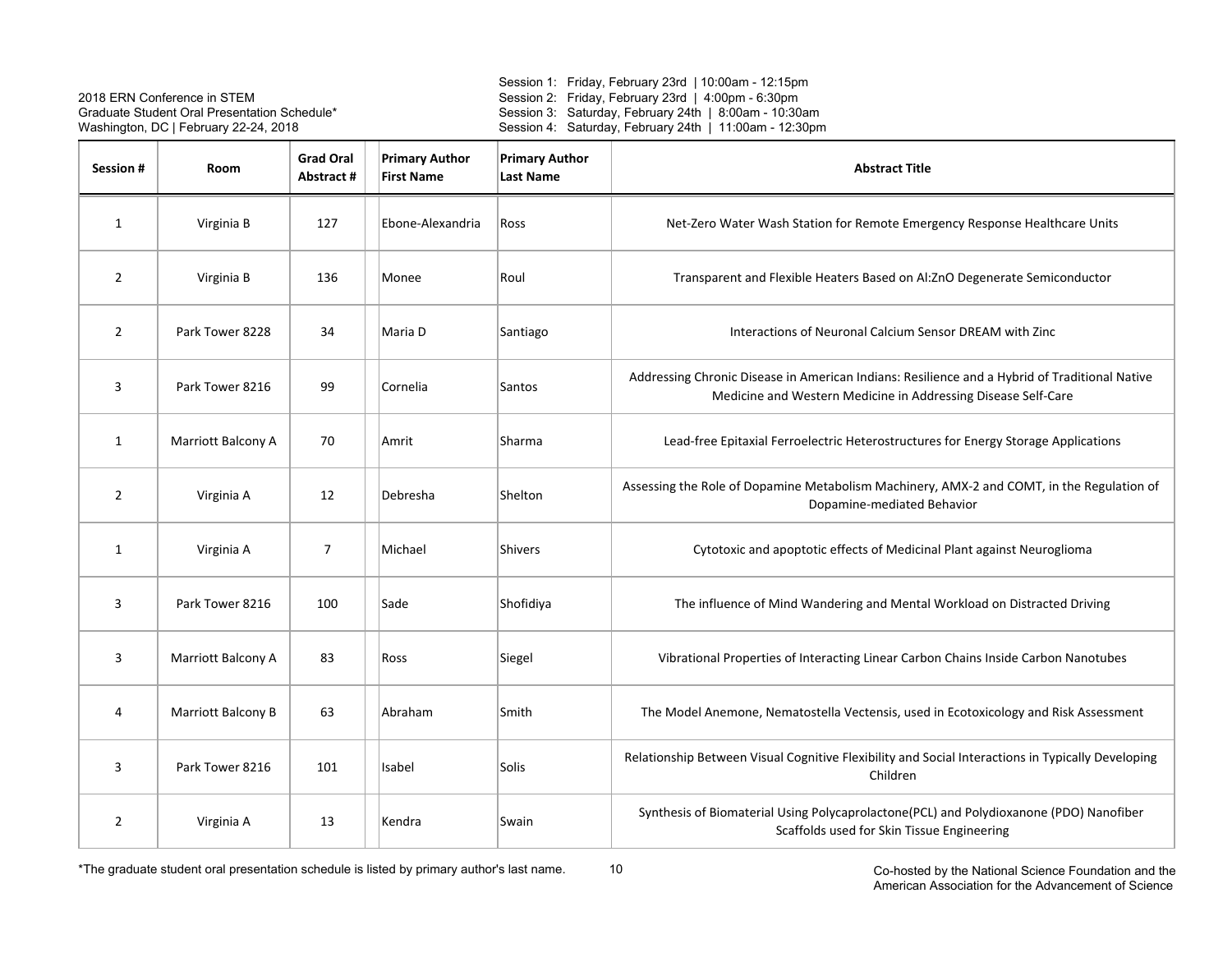2018 ERN Conference in STEM
Graduate Student Oral Presentation Schedule*
Washington, DC | February 22-24, 2018

Session 1: Friday, February 23rd | 10:00am - 12:15pm
Session 2: Friday, February 23rd | 4:00pm - 6:30pm
Session 3: Saturday, February 24th | 8:00am - 10:30am
Session 4: Saturday, February 24th | 11:00am - 12:30pm

| Session # | Room | Grad Oral Abstract # | Primary Author First Name | Primary Author Last Name | Abstract Title |
|---|---|---|---|---|---|
| 1 | Virginia B | 127 | Ebone-Alexandria | Ross | Net-Zero Water Wash Station for Remote Emergency Response Healthcare Units |
| 2 | Virginia B | 136 | Monee | Roul | Transparent and Flexible Heaters Based on Al:ZnO Degenerate Semiconductor |
| 2 | Park Tower 8228 | 34 | Maria D | Santiago | Interactions of Neuronal Calcium Sensor DREAM with Zinc |
| 3 | Park Tower 8216 | 99 | Cornelia | Santos | Addressing Chronic Disease in American Indians: Resilience and a Hybrid of Traditional Native Medicine and Western Medicine in Addressing Disease Self-Care |
| 1 | Marriott Balcony A | 70 | Amrit | Sharma | Lead-free Epitaxial Ferroelectric Heterostructures for Energy Storage Applications |
| 2 | Virginia A | 12 | Debresha | Shelton | Assessing the Role of Dopamine Metabolism Machinery, AMX-2 and COMT, in the Regulation of Dopamine-mediated Behavior |
| 1 | Virginia A | 7 | Michael | Shivers | Cytotoxic and apoptotic effects of Medicinal Plant against Neuroglioma |
| 3 | Park Tower 8216 | 100 | Sade | Shofidiya | The influence of Mind Wandering and Mental Workload on Distracted Driving |
| 3 | Marriott Balcony A | 83 | Ross | Siegel | Vibrational Properties of Interacting Linear Carbon Chains Inside Carbon Nanotubes |
| 4 | Marriott Balcony B | 63 | Abraham | Smith | The Model Anemone, Nematostella Vectensis, used in Ecotoxicology and Risk Assessment |
| 3 | Park Tower 8216 | 101 | Isabel | Solis | Relationship Between Visual Cognitive Flexibility and Social Interactions in Typically Developing Children |
| 2 | Virginia A | 13 | Kendra | Swain | Synthesis of Biomaterial Using Polycaprolactone(PCL) and Polydioxanone (PDO) Nanofiber Scaffolds used for Skin Tissue Engineering |

*The graduate student oral presentation schedule is listed by primary author's last name.

Co-hosted by the National Science Foundation and the American Association for the Advancement of Science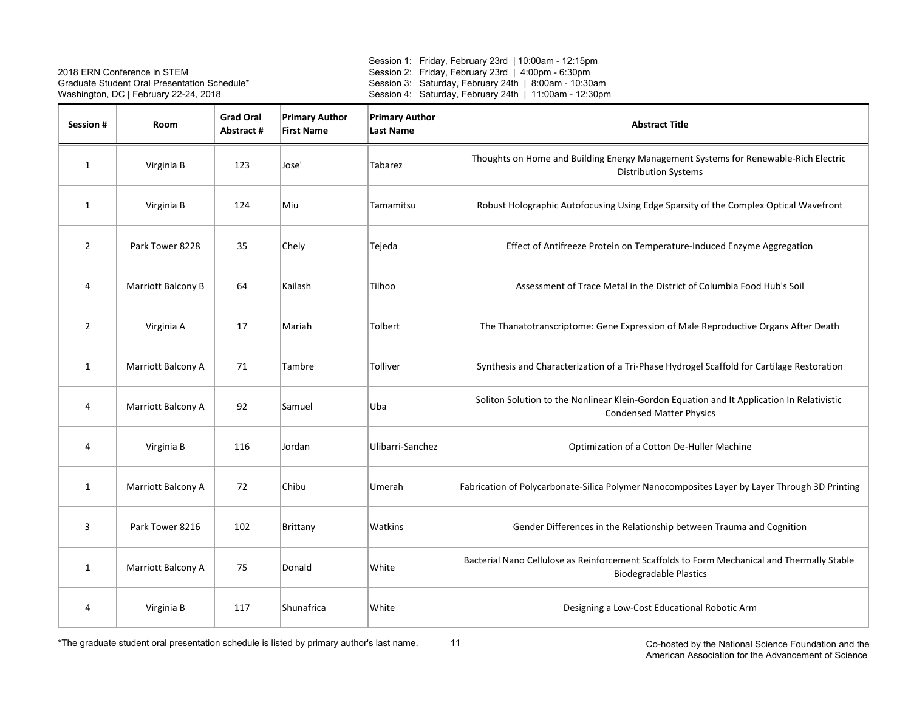2018 ERN Conference in STEM
Graduate Student Oral Presentation Schedule*
Washington, DC | February 22-24, 2018

Session 1: Friday, February 23rd | 10:00am - 12:15pm
Session 2: Friday, February 23rd | 4:00pm - 6:30pm
Session 3: Saturday, February 24th | 8:00am - 10:30am
Session 4: Saturday, February 24th | 11:00am - 12:30pm

| Session # | Room | Grad Oral Abstract # | Primary Author First Name | Primary Author Last Name | Abstract Title |
|---|---|---|---|---|---|
| 1 | Virginia B | 123 | Jose' | Tabarez | Thoughts on Home and Building Energy Management Systems for Renewable-Rich Electric Distribution Systems |
| 1 | Virginia B | 124 | Miu | Tamamitsu | Robust Holographic Autofocusing Using Edge Sparsity of the Complex Optical Wavefront |
| 2 | Park Tower 8228 | 35 | Chely | Tejeda | Effect of Antifreeze Protein on Temperature-Induced Enzyme Aggregation |
| 4 | Marriott Balcony B | 64 | Kailash | Tilhoo | Assessment of Trace Metal in the District of Columbia Food Hub's Soil |
| 2 | Virginia A | 17 | Mariah | Tolbert | The Thanatotranscriptome: Gene Expression of Male Reproductive Organs After Death |
| 1 | Marriott Balcony A | 71 | Tambre | Tolliver | Synthesis and Characterization of a Tri-Phase Hydrogel Scaffold for Cartilage Restoration |
| 4 | Marriott Balcony A | 92 | Samuel | Uba | Soliton Solution to the Nonlinear Klein-Gordon Equation and It Application In Relativistic Condensed Matter Physics |
| 4 | Virginia B | 116 | Jordan | Ulibarri-Sanchez | Optimization of a Cotton De-Huller Machine |
| 1 | Marriott Balcony A | 72 | Chibu | Umerah | Fabrication of Polycarbonate-Silica Polymer Nanocomposites Layer by Layer Through 3D Printing |
| 3 | Park Tower 8216 | 102 | Brittany | Watkins | Gender Differences in the Relationship between Trauma and Cognition |
| 1 | Marriott Balcony A | 75 | Donald | White | Bacterial Nano Cellulose as Reinforcement Scaffolds to Form Mechanical and Thermally Stable Biodegradable Plastics |
| 4 | Virginia B | 117 | Shunafrica | White | Designing a Low-Cost Educational Robotic Arm |

*The graduate student oral presentation schedule is listed by primary author's last name.

Co-hosted by the National Science Foundation and the American Association for the Advancement of Science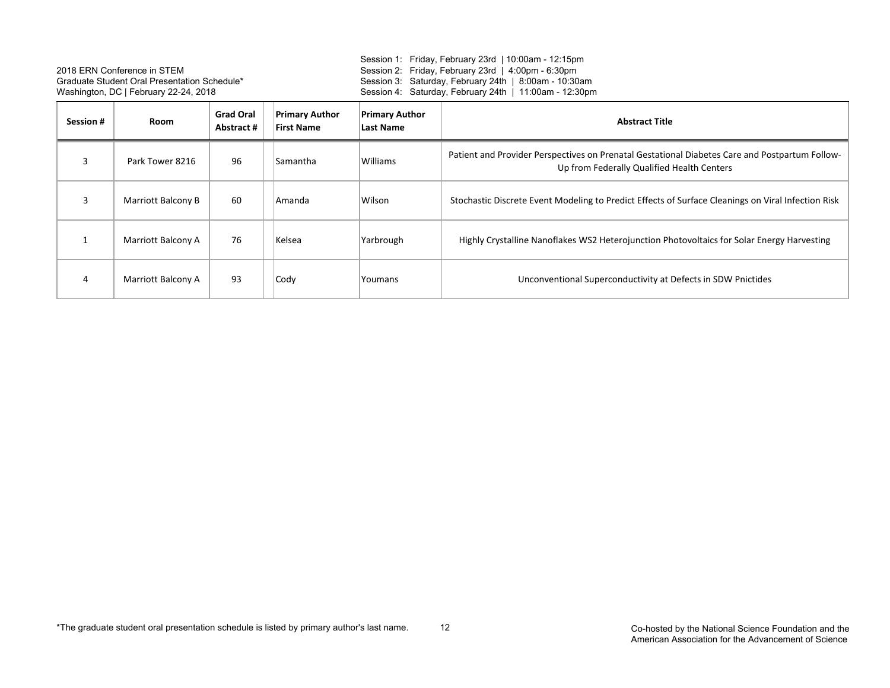2018 ERN Conference in STEM
Graduate Student Oral Presentation Schedule*
Washington, DC | February 22-24, 2018

Session 1: Friday, February 23rd | 10:00am - 12:15pm
Session 2: Friday, February 23rd | 4:00pm - 6:30pm
Session 3: Saturday, February 24th | 8:00am - 10:30am
Session 4: Saturday, February 24th | 11:00am - 12:30pm

| Session # | Room | Grad Oral Abstract # | Primary Author First Name | Primary Author Last Name | Abstract Title |
|---|---|---|---|---|---|
| 3 | Park Tower 8216 | 96 | Samantha | Williams | Patient and Provider Perspectives on Prenatal Gestational Diabetes Care and Postpartum Follow-Up from Federally Qualified Health Centers |
| 3 | Marriott Balcony B | 60 | Amanda | Wilson | Stochastic Discrete Event Modeling to Predict Effects of Surface Cleanings on Viral Infection Risk |
| 1 | Marriott Balcony A | 76 | Kelsea | Yarbrough | Highly Crystalline Nanoflakes WS2 Heterojunction Photovoltaics for Solar Energy Harvesting |
| 4 | Marriott Balcony A | 93 | Cody | Youmans | Unconventional Superconductivity at Defects in SDW Pnictides |

*The graduate student oral presentation schedule is listed by primary author's last name.

Co-hosted by the National Science Foundation and the American Association for the Advancement of Science